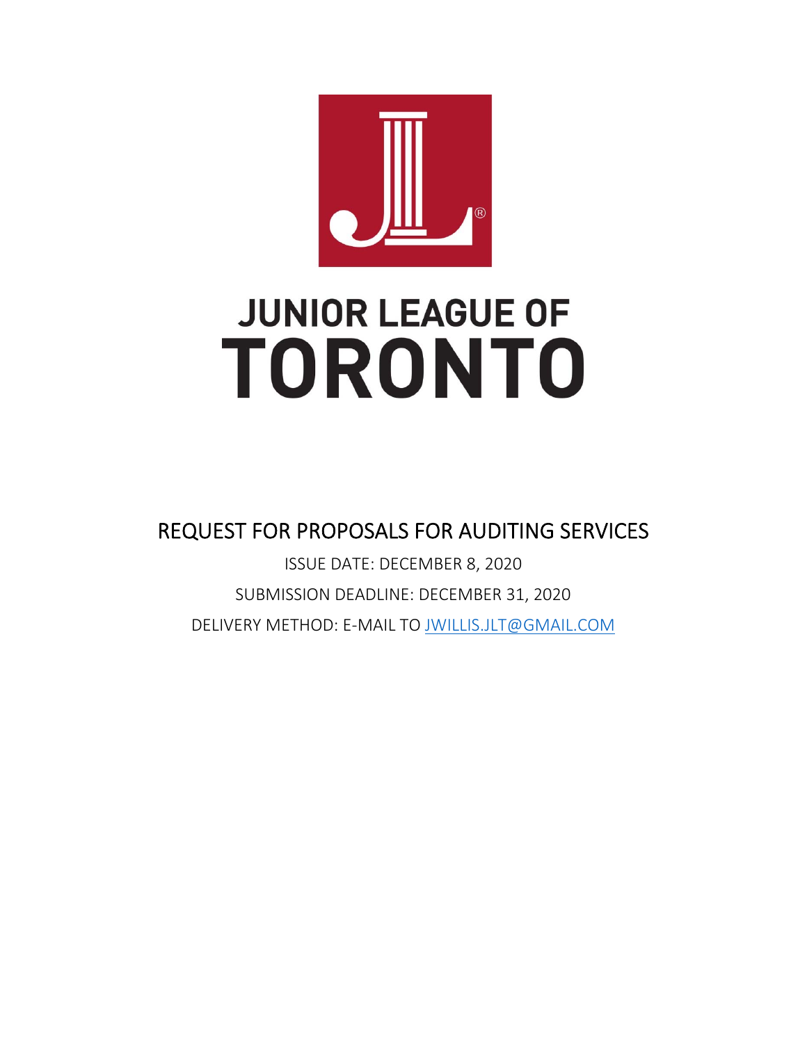# JUNIOR LEAGUE OF TORONTO

## REQUEST FOR PROPOSALS FOR AUDITING SERVICES

ISSUE DATE: DECEMBER 8, 2020

SUBMISSION DEADLINE: DECEMBER 31, 2020

DELIVERY METHOD: E-MAIL TO JWILLIS.JLT@GMAIL.COM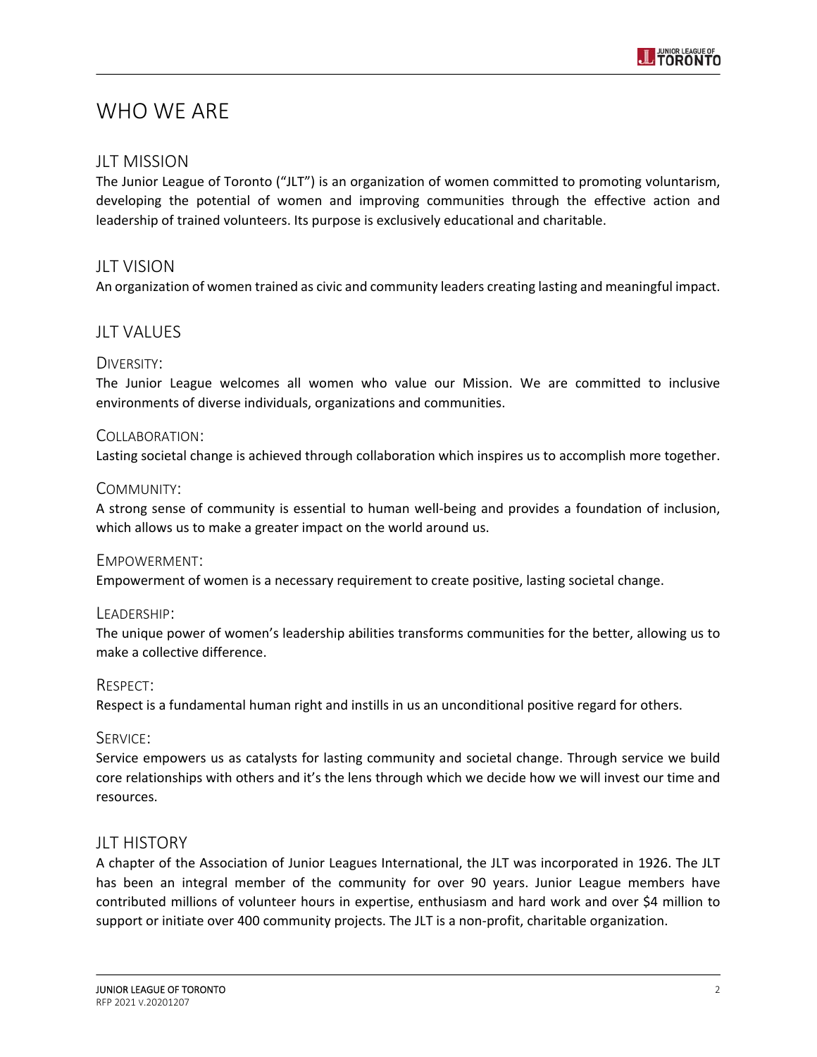# WHO WE ARE

## JLT MISSION

The Junior League of Toronto ("JLT") is an organization of women committed to promoting voluntarism, developing the potential of women and improving communities through the effective action and leadership of trained volunteers. Its purpose is exclusively educational and charitable.

## JLT VISION

An organization of women trained as civic and community leaders creating lasting and meaningful impact.

## JLT VALUES

### DIVERSITY:

The Junior League welcomes all women who value our Mission. We are committed to inclusive environments of diverse individuals, organizations and communities.

### COLLABORATION:

Lasting societal change is achieved through collaboration which inspires us to accomplish more together.

### COMMUNITY:

A strong sense of community is essential to human well-being and provides a foundation of inclusion, which allows us to make a greater impact on the world around us.

### EMPOWERMENT:

Empowerment of women is a necessary requirement to create positive, lasting societal change.

### LEADERSHIP:

The unique power of women's leadership abilities transforms communities for the better, allowing us to make a collective difference.

### RESPECT:

Respect is a fundamental human right and instills in us an unconditional positive regard for others.

### SERVICE:

Service empowers us as catalysts for lasting community and societal change. Through service we build core relationships with others and it's the lens through which we decide how we will invest our time and resources.

## JLT HISTORY

A chapter of the Association of Junior Leagues International, the JLT was incorporated in 1926. The JLT has been an integral member of the community for over 90 years. Junior League members have contributed millions of volunteer hours in expertise, enthusiasm and hard work and over $4 million to support or initiate over 400 community projects. The JLT is a non-profit, charitable organization.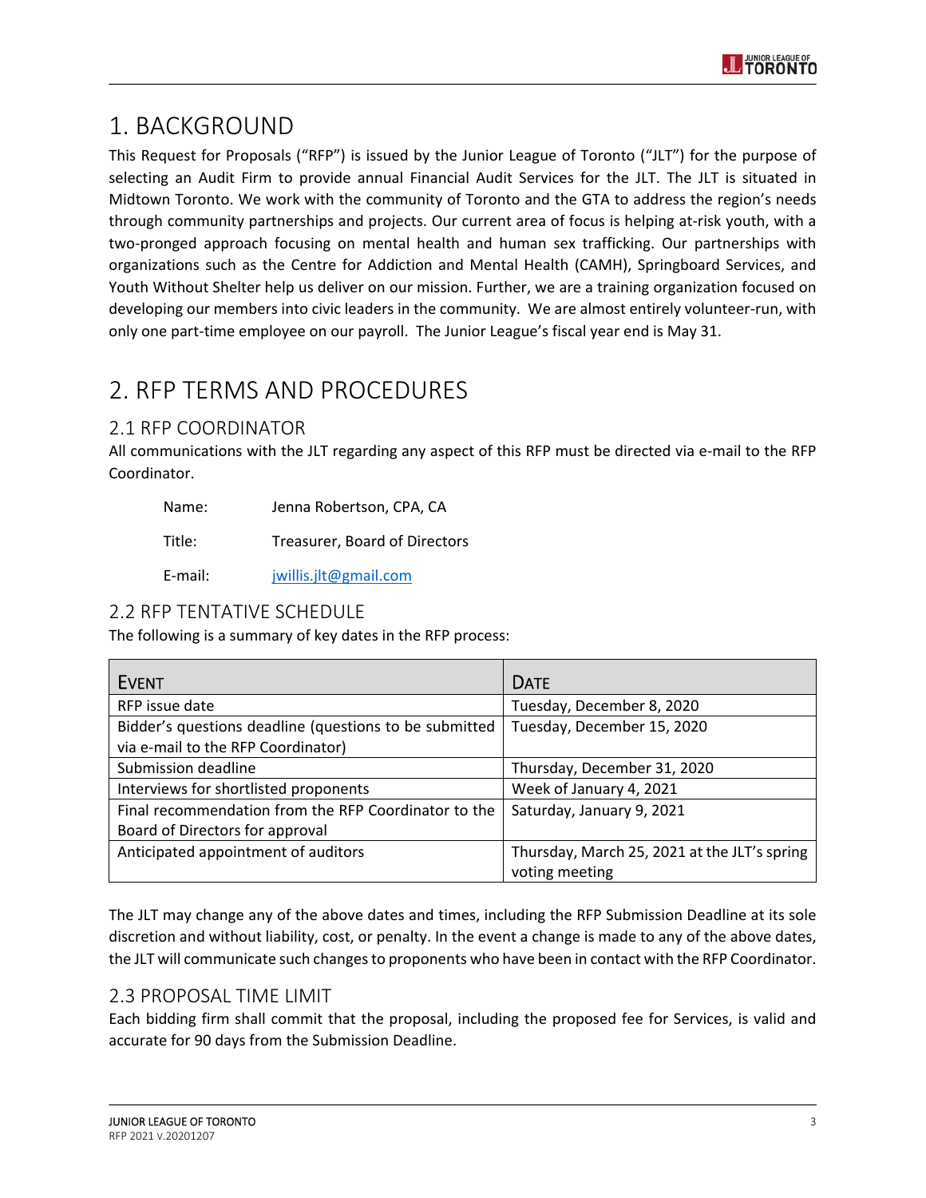# 1. BACKGROUND

This Request for Proposals ("RFP") is issued by the Junior League of Toronto ("JLT") for the purpose of selecting an Audit Firm to provide annual Financial Audit Services for the JLT. The JLT is situated in Midtown Toronto. We work with the community of Toronto and the GTA to address the region's needs through community partnerships and projects. Our current area of focus is helping at-risk youth, with a two-pronged approach focusing on mental health and human sex trafficking. Our partnerships with organizations such as the Centre for Addiction and Mental Health (CAMH), Springboard Services, and Youth Without Shelter help us deliver on our mission. Further, we are a training organization focused on developing our members into civic leaders in the community. We are almost entirely volunteer-run, with only one part-time employee on our payroll. The Junior League's fiscal year end is May 31.

# 2. RFP TERMS AND PROCEDURES

## 2.1 RFP COORDINATOR

All communications with the JLT regarding any aspect of this RFP must be directed via e-mail to the RFP Coordinator.

Name: Jenna Robertson, CPA, CA

Title: Treasurer, Board of Directors

E-mail: jwillis.jlt@gmail.com

## 2.2 RFP TENTATIVE SCHEDULE

The following is a summary of key dates in the RFP process:

| EVENT | DATE |
|---|---|
| RFP issue date | Tuesday, December 8, 2020 |
| Bidder's questions deadline (questions to be submitted via e-mail to the RFP Coordinator) | Tuesday, December 15, 2020 |
| Submission deadline | Thursday, December 31, 2020 |
| Interviews for shortlisted proponents | Week of January 4, 2021 |
| Final recommendation from the RFP Coordinator to the Board of Directors for approval | Saturday, January 9, 2021 |
| Anticipated appointment of auditors | Thursday, March 25, 2021 at the JLT's spring voting meeting |

The JLT may change any of the above dates and times, including the RFP Submission Deadline at its sole discretion and without liability, cost, or penalty. In the event a change is made to any of the above dates, the JLT will communicate such changes to proponents who have been in contact with the RFP Coordinator.

## 2.3 PROPOSAL TIME LIMIT

Each bidding firm shall commit that the proposal, including the proposed fee for Services, is valid and accurate for 90 days from the Submission Deadline.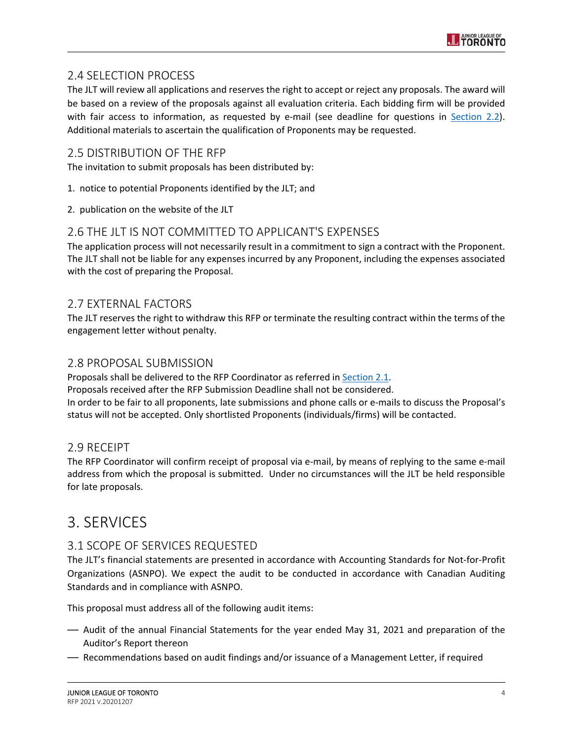## 2.4 SELECTION PROCESS

The JLT will review all applications and reserves the right to accept or reject any proposals. The award will be based on a review of the proposals against all evaluation criteria. Each bidding firm will be provided with fair access to information, as requested by e-mail (see deadline for questions in Section 2.2). Additional materials to ascertain the qualification of Proponents may be requested.

## 2.5 DISTRIBUTION OF THE RFP

The invitation to submit proposals has been distributed by:

1. notice to potential Proponents identified by the JLT; and
2. publication on the website of the JLT

## 2.6 THE JLT IS NOT COMMITTED TO APPLICANT'S EXPENSES

The application process will not necessarily result in a commitment to sign a contract with the Proponent. The JLT shall not be liable for any expenses incurred by any Proponent, including the expenses associated with the cost of preparing the Proposal.

## 2.7 EXTERNAL FACTORS

The JLT reserves the right to withdraw this RFP or terminate the resulting contract within the terms of the engagement letter without penalty.

## 2.8 PROPOSAL SUBMISSION

Proposals shall be delivered to the RFP Coordinator as referred in Section 2.1.
Proposals received after the RFP Submission Deadline shall not be considered.
In order to be fair to all proponents, late submissions and phone calls or e-mails to discuss the Proposal's status will not be accepted. Only shortlisted Proponents (individuals/firms) will be contacted.

## 2.9 RECEIPT

The RFP Coordinator will confirm receipt of proposal via e-mail, by means of replying to the same e-mail address from which the proposal is submitted. Under no circumstances will the JLT be held responsible for late proposals.

# 3. SERVICES

## 3.1 SCOPE OF SERVICES REQUESTED

The JLT's financial statements are presented in accordance with Accounting Standards for Not-for-Profit Organizations (ASNPO). We expect the audit to be conducted in accordance with Canadian Auditing Standards and in compliance with ASNPO.

This proposal must address all of the following audit items:

- Audit of the annual Financial Statements for the year ended May 31, 2021 and preparation of the Auditor's Report thereon
- Recommendations based on audit findings and/or issuance of a Management Letter, if required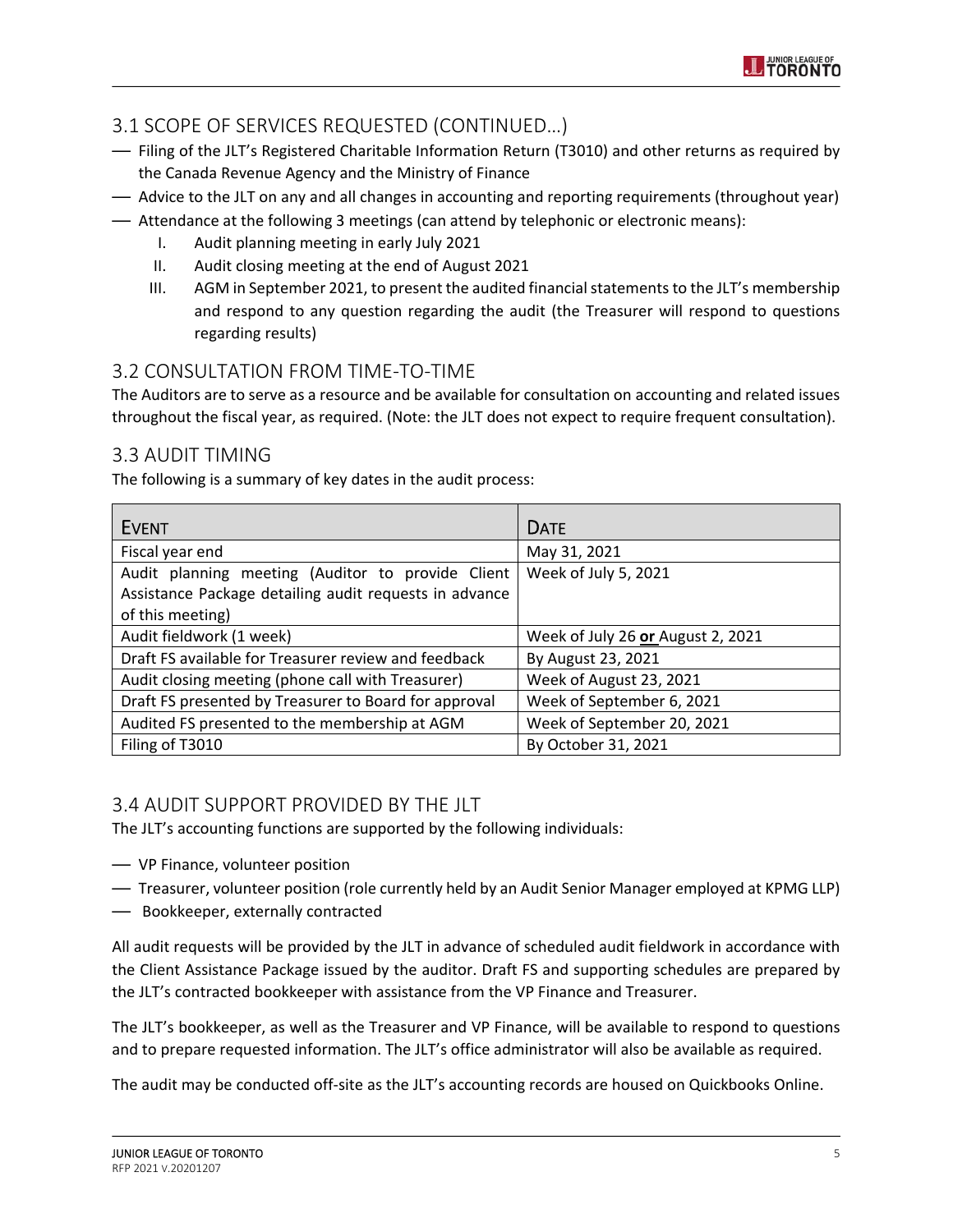## 3.1 SCOPE OF SERVICES REQUESTED (CONTINUED...)

- Filing of the JLT's Registered Charitable Information Return (T3010) and other returns as required by the Canada Revenue Agency and the Ministry of Finance
- Advice to the JLT on any and all changes in accounting and reporting requirements (throughout year)
- Attendance at the following 3 meetings (can attend by telephonic or electronic means):
  - I. Audit planning meeting in early July 2021
  - II. Audit closing meeting at the end of August 2021
  - III. AGM in September 2021, to present the audited financial statements to the JLT's membership and respond to any question regarding the audit (the Treasurer will respond to questions regarding results)

## 3.2 CONSULTATION FROM TIME-TO-TIME

The Auditors are to serve as a resource and be available for consultation on accounting and related issues throughout the fiscal year, as required. (Note: the JLT does not expect to require frequent consultation).

## 3.3 AUDIT TIMING

The following is a summary of key dates in the audit process:

| EVENT | DATE |
|---|---|
| Fiscal year end | May 31, 2021 |
| Audit planning meeting (Auditor to provide Client Assistance Package detailing audit requests in advance of this meeting) | Week of July 5, 2021 |
| Audit fieldwork (1 week) | Week of July 26 **or** August 2, 2021 |
| Draft FS available for Treasurer review and feedback | By August 23, 2021 |
| Audit closing meeting (phone call with Treasurer) | Week of August 23, 2021 |
| Draft FS presented by Treasurer to Board for approval | Week of September 6, 2021 |
| Audited FS presented to the membership at AGM | Week of September 20, 2021 |
| Filing of T3010 | By October 31, 2021 |

## 3.4 AUDIT SUPPORT PROVIDED BY THE JLT

The JLT's accounting functions are supported by the following individuals:

- VP Finance, volunteer position
- Treasurer, volunteer position (role currently held by an Audit Senior Manager employed at KPMG LLP)
- Bookkeeper, externally contracted

All audit requests will be provided by the JLT in advance of scheduled audit fieldwork in accordance with the Client Assistance Package issued by the auditor. Draft FS and supporting schedules are prepared by the JLT's contracted bookkeeper with assistance from the VP Finance and Treasurer.

The JLT's bookkeeper, as well as the Treasurer and VP Finance, will be available to respond to questions and to prepare requested information. The JLT's office administrator will also be available as required.

The audit may be conducted off-site as the JLT's accounting records are housed on Quickbooks Online.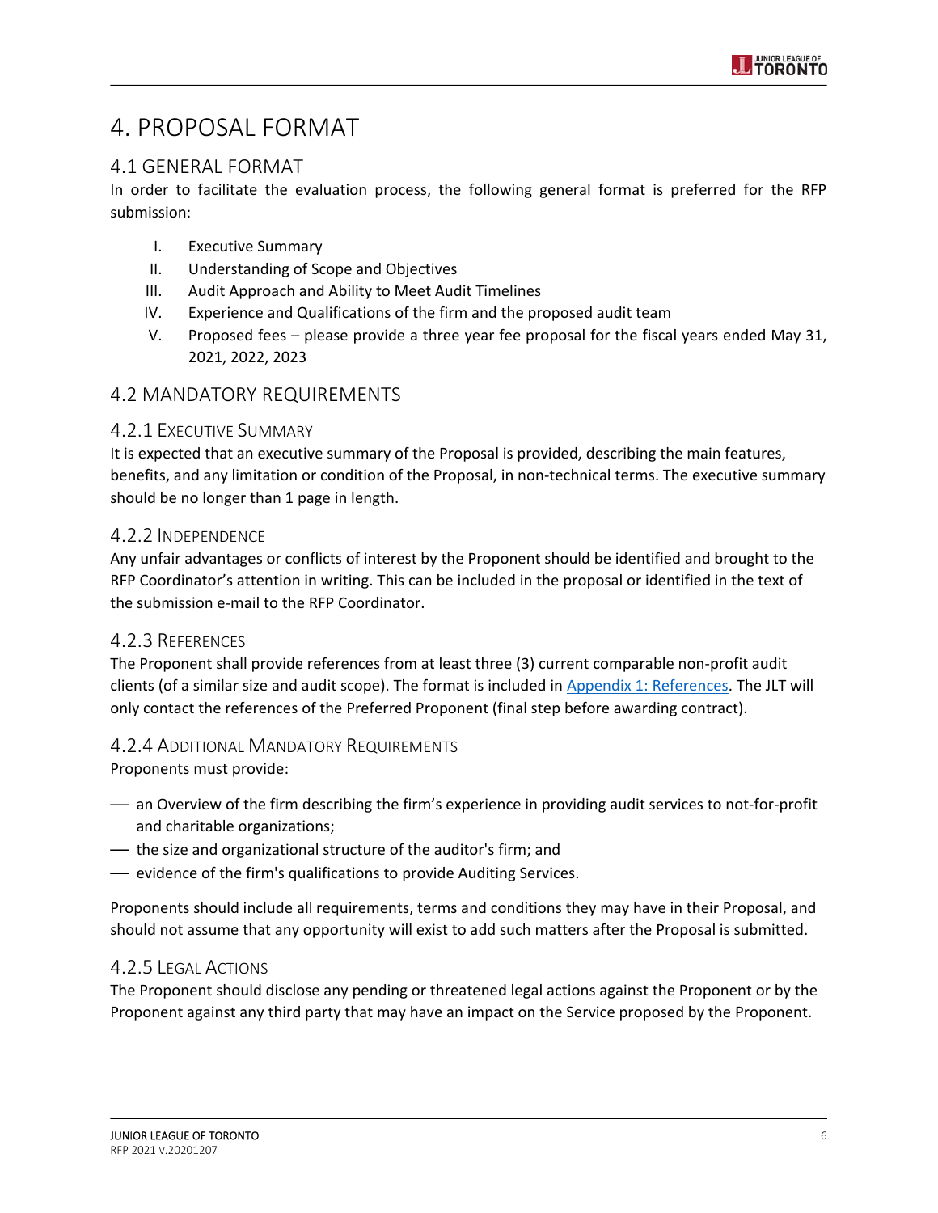# 4. PROPOSAL FORMAT

## 4.1 GENERAL FORMAT

In order to facilitate the evaluation process, the following general format is preferred for the RFP submission:

I. Executive Summary
II. Understanding of Scope and Objectives
III. Audit Approach and Ability to Meet Audit Timelines
IV. Experience and Qualifications of the firm and the proposed audit team
V. Proposed fees – please provide a three year fee proposal for the fiscal years ended May 31, 2021, 2022, 2023

## 4.2 MANDATORY REQUIREMENTS

### 4.2.1 Executive Summary

It is expected that an executive summary of the Proposal is provided, describing the main features, benefits, and any limitation or condition of the Proposal, in non-technical terms. The executive summary should be no longer than 1 page in length.

### 4.2.2 Independence

Any unfair advantages or conflicts of interest by the Proponent should be identified and brought to the RFP Coordinator's attention in writing. This can be included in the proposal or identified in the text of the submission e-mail to the RFP Coordinator.

### 4.2.3 References

The Proponent shall provide references from at least three (3) current comparable non-profit audit clients (of a similar size and audit scope). The format is included in Appendix 1: References. The JLT will only contact the references of the Preferred Proponent (final step before awarding contract).

### 4.2.4 Additional Mandatory Requirements

Proponents must provide:

- an Overview of the firm describing the firm's experience in providing audit services to not-for-profit and charitable organizations;
- the size and organizational structure of the auditor's firm; and
- evidence of the firm's qualifications to provide Auditing Services.

Proponents should include all requirements, terms and conditions they may have in their Proposal, and should not assume that any opportunity will exist to add such matters after the Proposal is submitted.

### 4.2.5 Legal Actions

The Proponent should disclose any pending or threatened legal actions against the Proponent or by the Proponent against any third party that may have an impact on the Service proposed by the Proponent.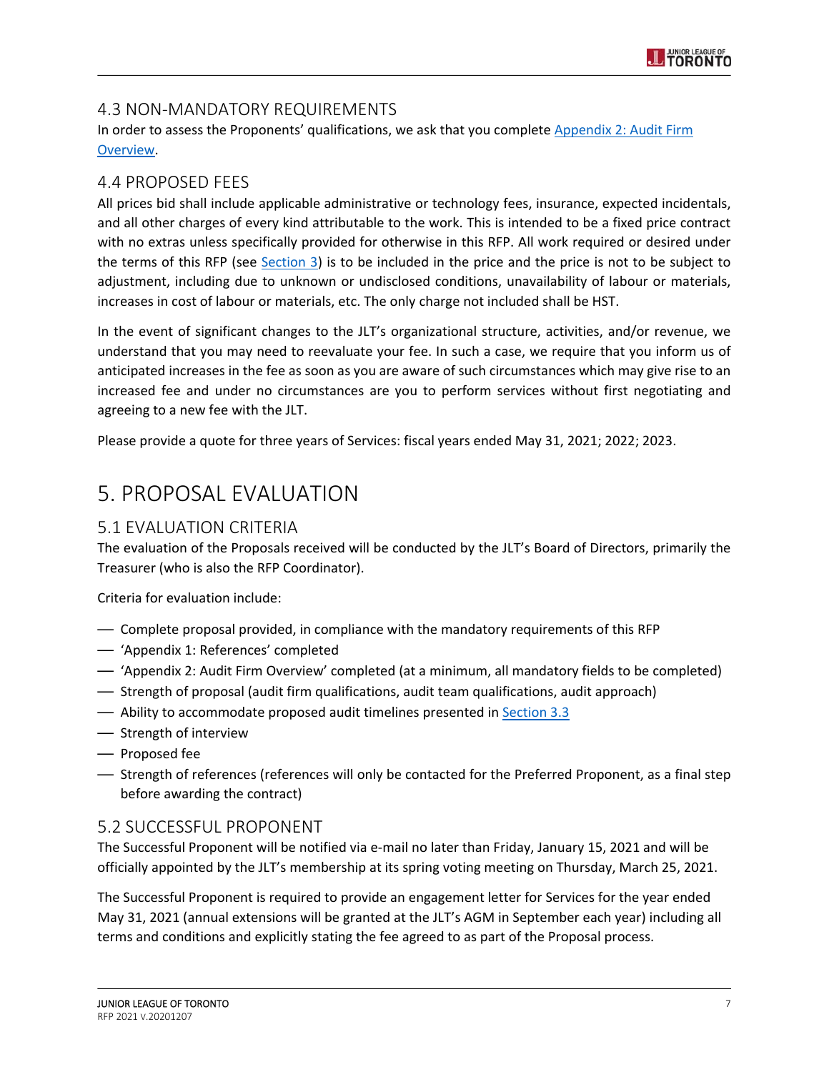## 4.3 NON-MANDATORY REQUIREMENTS

In order to assess the Proponents' qualifications, we ask that you complete Appendix 2: Audit Firm Overview.

## 4.4 PROPOSED FEES

All prices bid shall include applicable administrative or technology fees, insurance, expected incidentals, and all other charges of every kind attributable to the work. This is intended to be a fixed price contract with no extras unless specifically provided for otherwise in this RFP. All work required or desired under the terms of this RFP (see Section 3) is to be included in the price and the price is not to be subject to adjustment, including due to unknown or undisclosed conditions, unavailability of labour or materials, increases in cost of labour or materials, etc. The only charge not included shall be HST.

In the event of significant changes to the JLT's organizational structure, activities, and/or revenue, we understand that you may need to reevaluate your fee. In such a case, we require that you inform us of anticipated increases in the fee as soon as you are aware of such circumstances which may give rise to an increased fee and under no circumstances are you to perform services without first negotiating and agreeing to a new fee with the JLT.

Please provide a quote for three years of Services: fiscal years ended May 31, 2021; 2022; 2023.

# 5. PROPOSAL EVALUATION

## 5.1 EVALUATION CRITERIA

The evaluation of the Proposals received will be conducted by the JLT's Board of Directors, primarily the Treasurer (who is also the RFP Coordinator).

Criteria for evaluation include:

- Complete proposal provided, in compliance with the mandatory requirements of this RFP
- 'Appendix 1: References' completed
- 'Appendix 2: Audit Firm Overview' completed (at a minimum, all mandatory fields to be completed)
- Strength of proposal (audit firm qualifications, audit team qualifications, audit approach)
- Ability to accommodate proposed audit timelines presented in Section 3.3
- Strength of interview
- Proposed fee
- Strength of references (references will only be contacted for the Preferred Proponent, as a final step before awarding the contract)

## 5.2 SUCCESSFUL PROPONENT

The Successful Proponent will be notified via e-mail no later than Friday, January 15, 2021 and will be officially appointed by the JLT's membership at its spring voting meeting on Thursday, March 25, 2021.

The Successful Proponent is required to provide an engagement letter for Services for the year ended May 31, 2021 (annual extensions will be granted at the JLT's AGM in September each year) including all terms and conditions and explicitly stating the fee agreed to as part of the Proposal process.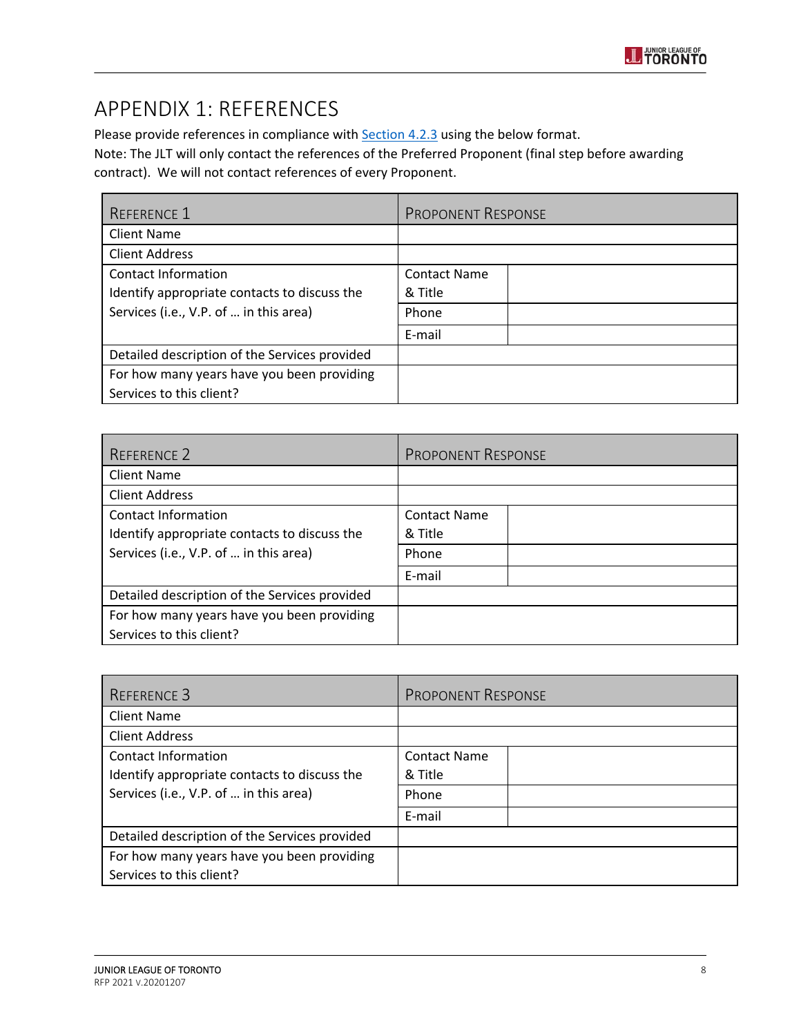# APPENDIX 1: REFERENCES

Please provide references in compliance with Section 4.2.3 using the below format.
Note: The JLT will only contact the references of the Preferred Proponent (final step before awarding contract). We will not contact references of every Proponent.

| REFERENCE 1 | PROPONENT RESPONSE | |
|---|---|---|
| Client Name | | |
| Client Address | | |
| Contact Information<br>Identify appropriate contacts to discuss the Services (i.e., V.P. of … in this area) | Contact Name & Title | |
| | Phone | |
| | E-mail | |
| Detailed description of the Services provided | | |
| For how many years have you been providing Services to this client? | | |

| REFERENCE 2 | PROPONENT RESPONSE | |
|---|---|---|
| Client Name | | |
| Client Address | | |
| Contact Information<br>Identify appropriate contacts to discuss the Services (i.e., V.P. of … in this area) | Contact Name & Title | |
| | Phone | |
| | E-mail | |
| Detailed description of the Services provided | | |
| For how many years have you been providing Services to this client? | | |

| REFERENCE 3 | PROPONENT RESPONSE | |
|---|---|---|
| Client Name | | |
| Client Address | | |
| Contact Information<br>Identify appropriate contacts to discuss the Services (i.e., V.P. of … in this area) | Contact Name & Title | |
| | Phone | |
| | E-mail | |
| Detailed description of the Services provided | | |
| For how many years have you been providing Services to this client? | | |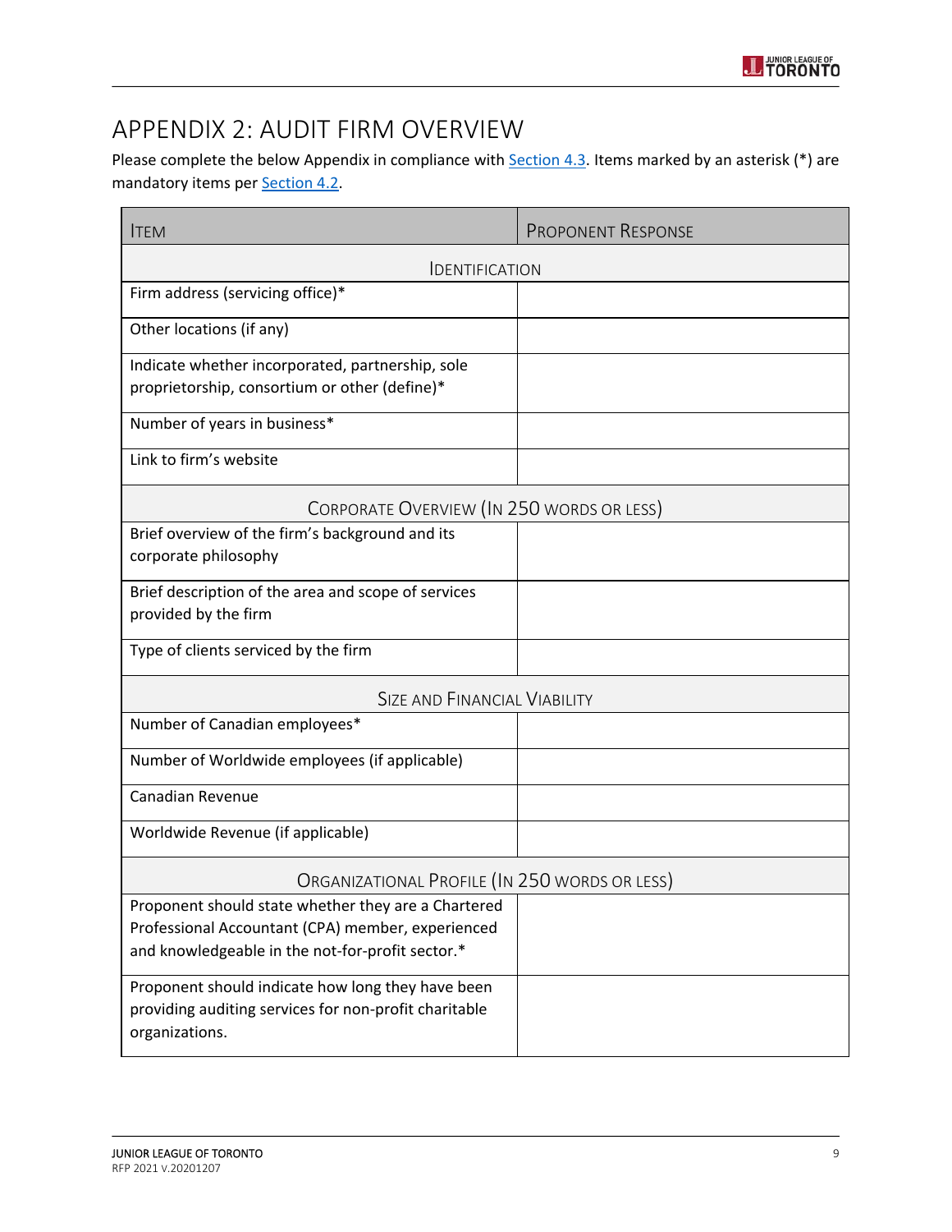# APPENDIX 2: AUDIT FIRM OVERVIEW

Please complete the below Appendix in compliance with Section 4.3. Items marked by an asterisk (*) are mandatory items per Section 4.2.

| ITEM | PROPONENT RESPONSE |
|---|---|
| **IDENTIFICATION** | |
| Firm address (servicing office)* | |
| Other locations (if any) | |
| Indicate whether incorporated, partnership, sole proprietorship, consortium or other (define)* | |
| Number of years in business* | |
| Link to firm's website | |
| **CORPORATE OVERVIEW (IN 250 WORDS OR LESS)** | |
| Brief overview of the firm's background and its corporate philosophy | |
| Brief description of the area and scope of services provided by the firm | |
| Type of clients serviced by the firm | |
| **SIZE AND FINANCIAL VIABILITY** | |
| Number of Canadian employees* | |
| Number of Worldwide employees (if applicable) | |
| Canadian Revenue | |
| Worldwide Revenue (if applicable) | |
| **ORGANIZATIONAL PROFILE (IN 250 WORDS OR LESS)** | |
| Proponent should state whether they are a Chartered Professional Accountant (CPA) member, experienced and knowledgeable in the not-for-profit sector.* | |
| Proponent should indicate how long they have been providing auditing services for non-profit charitable organizations. | |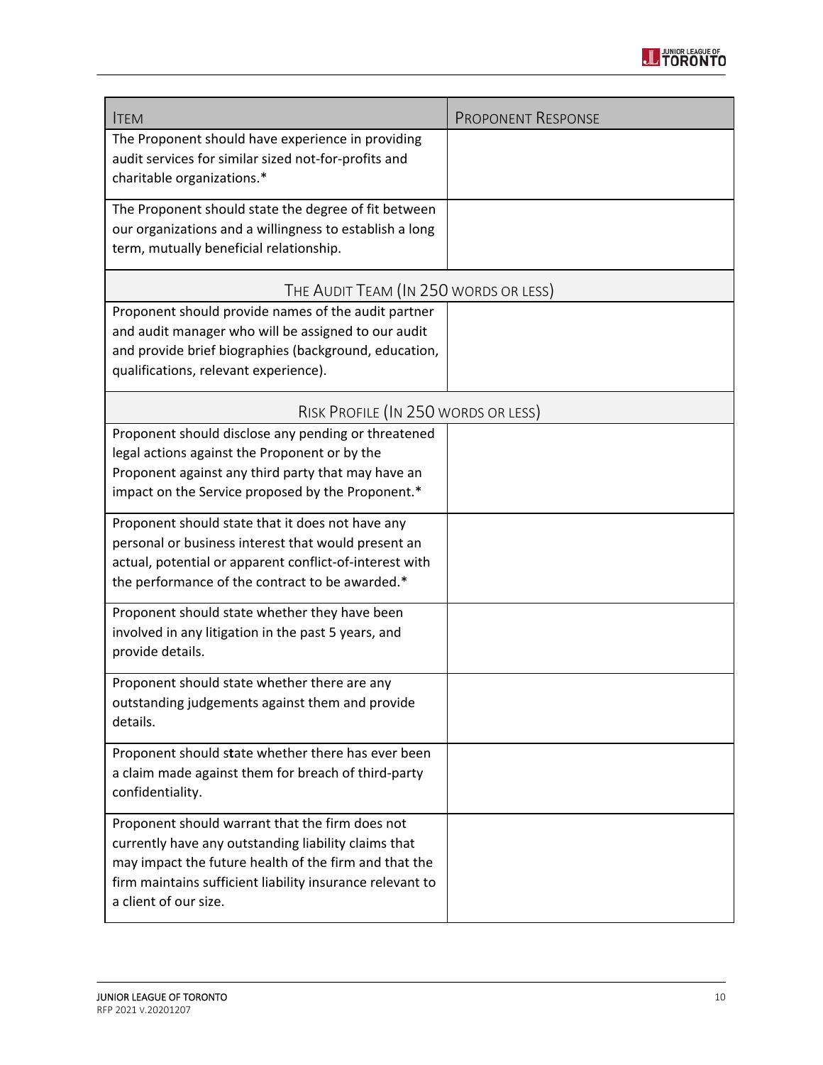| ITEM | PROPONENT RESPONSE |
|---|---|
| The Proponent should have experience in providing audit services for similar sized not-for-profits and charitable organizations.* | |
| The Proponent should state the degree of fit between our organizations and a willingness to establish a long term, mutually beneficial relationship. | |
| **THE AUDIT TEAM (IN 250 WORDS OR LESS)** | |
| Proponent should provide names of the audit partner and audit manager who will be assigned to our audit and provide brief biographies (background, education, qualifications, relevant experience). | |
| **RISK PROFILE (IN 250 WORDS OR LESS)** | |
| Proponent should disclose any pending or threatened legal actions against the Proponent or by the Proponent against any third party that may have an impact on the Service proposed by the Proponent.* | |
| Proponent should state that it does not have any personal or business interest that would present an actual, potential or apparent conflict-of-interest with the performance of the contract to be awarded.* | |
| Proponent should state whether they have been involved in any litigation in the past 5 years, and provide details. | |
| Proponent should state whether there are any outstanding judgements against them and provide details. | |
| Proponent should state whether there has ever been a claim made against them for breach of third-party confidentiality. | |
| Proponent should warrant that the firm does not currently have any outstanding liability claims that may impact the future health of the firm and that the firm maintains sufficient liability insurance relevant to a client of our size. | |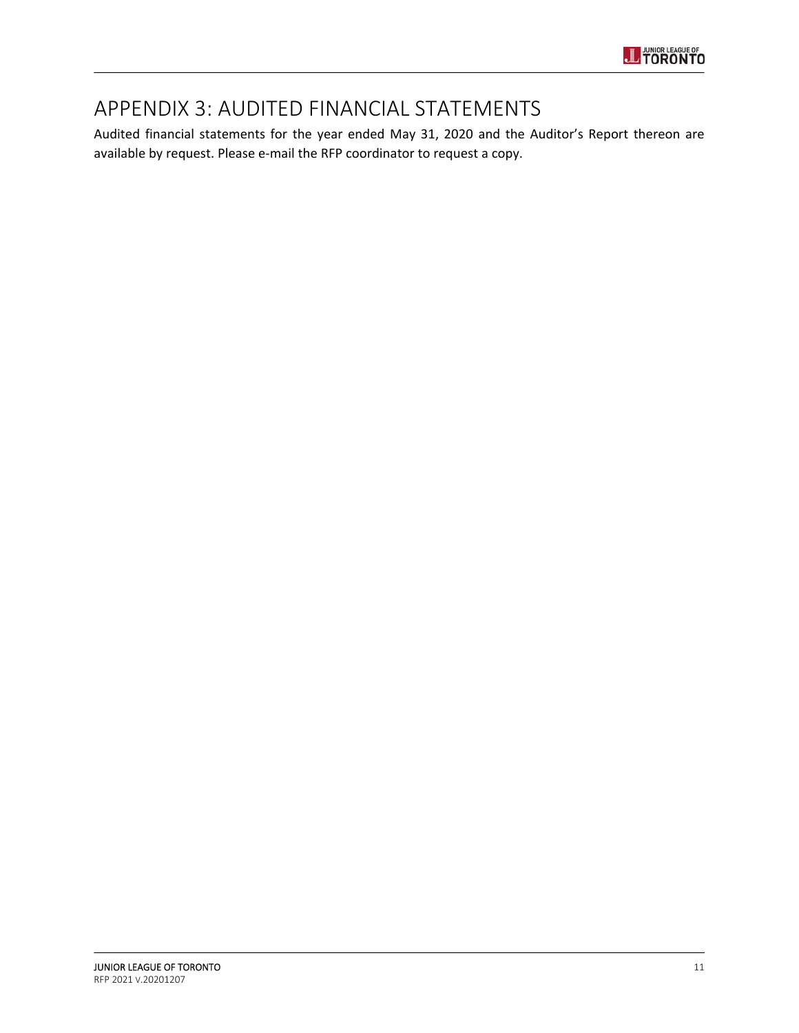# APPENDIX 3: AUDITED FINANCIAL STATEMENTS

Audited financial statements for the year ended May 31, 2020 and the Auditor's Report thereon are available by request. Please e-mail the RFP coordinator to request a copy.